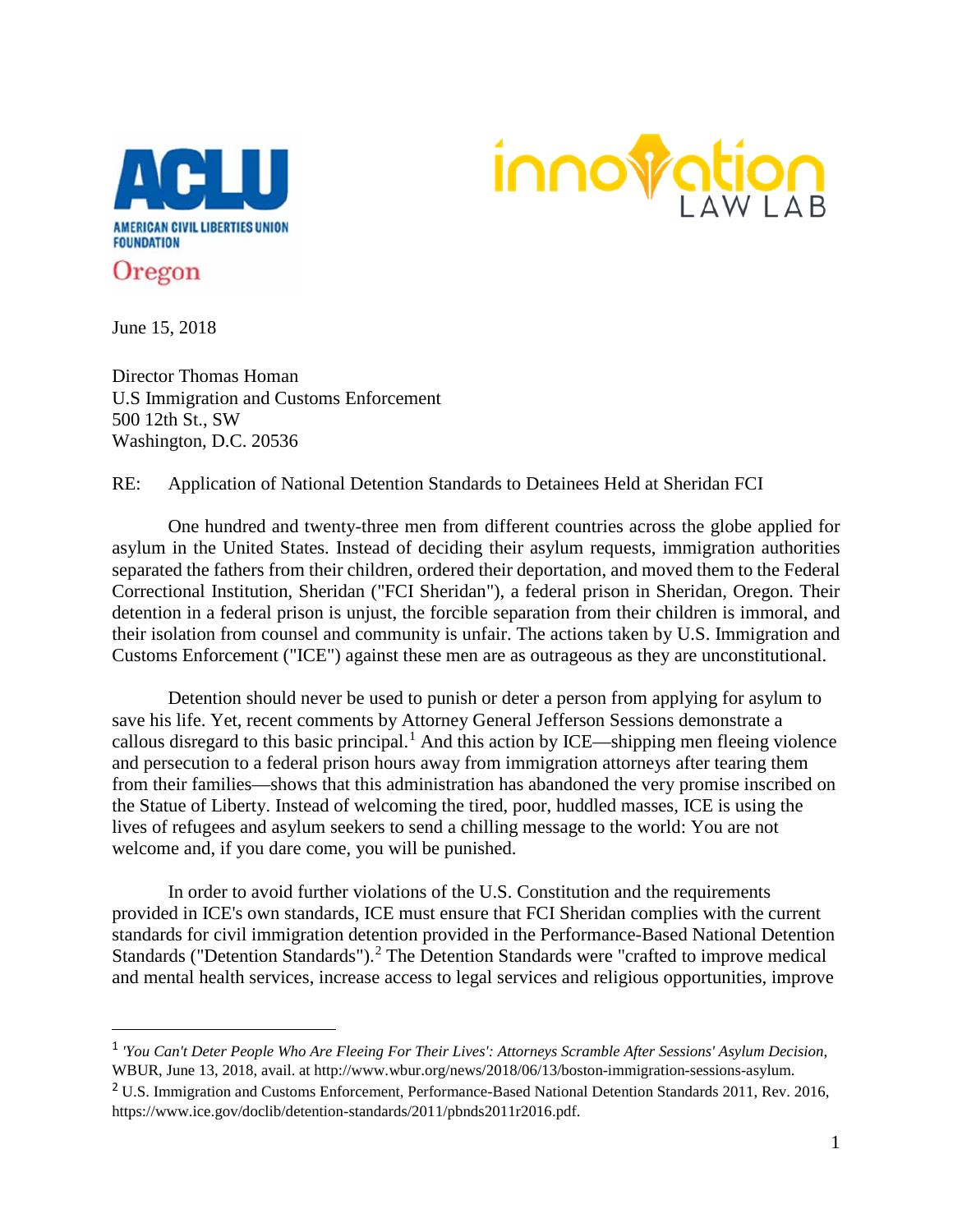AMERICAN CIVIL LIBERTIES UNION FOUNDATION

Oregon

innovation LAW LAB

June 15, 2018

Director Thomas Homan
U.S Immigration and Customs Enforcement
500 12th St., SW
Washington, D.C. 20536

RE: Application of National Detention Standards to Detainees Held at Sheridan FCI

One hundred and twenty-three men from different countries across the globe applied for asylum in the United States. Instead of deciding their asylum requests, immigration authorities separated the fathers from their children, ordered their deportation, and moved them to the Federal Correctional Institution, Sheridan ("FCI Sheridan"), a federal prison in Sheridan, Oregon. Their detention in a federal prison is unjust, the forcible separation from their children is immoral, and their isolation from counsel and community is unfair. The actions taken by U.S. Immigration and Customs Enforcement ("ICE") against these men are as outrageous as they are unconstitutional.

Detention should never be used to punish or deter a person from applying for asylum to save his life. Yet, recent comments by Attorney General Jefferson Sessions demonstrate a callous disregard to this basic principal.[1] And this action by ICE—shipping men fleeing violence and persecution to a federal prison hours away from immigration attorneys after tearing them from their families—shows that this administration has abandoned the very promise inscribed on the Statue of Liberty. Instead of welcoming the tired, poor, huddled masses, ICE is using the lives of refugees and asylum seekers to send a chilling message to the world: You are not welcome and, if you dare come, you will be punished.

In order to avoid further violations of the U.S. Constitution and the requirements provided in ICE's own standards, ICE must ensure that FCI Sheridan complies with the current standards for civil immigration detention provided in the Performance-Based National Detention Standards ("Detention Standards").[2] The Detention Standards were "crafted to improve medical and mental health services, increase access to legal services and religious opportunities, improve

---

[1] *'You Can't Deter People Who Are Fleeing For Their Lives': Attorneys Scramble After Sessions' Asylum Decision*, WBUR, June 13, 2018, avail. at http://www.wbur.org/news/2018/06/13/boston-immigration-sessions-asylum.

[2] U.S. Immigration and Customs Enforcement, Performance-Based National Detention Standards 2011, Rev. 2016, https://www.ice.gov/doclib/detention-standards/2011/pbnds2011r2016.pdf.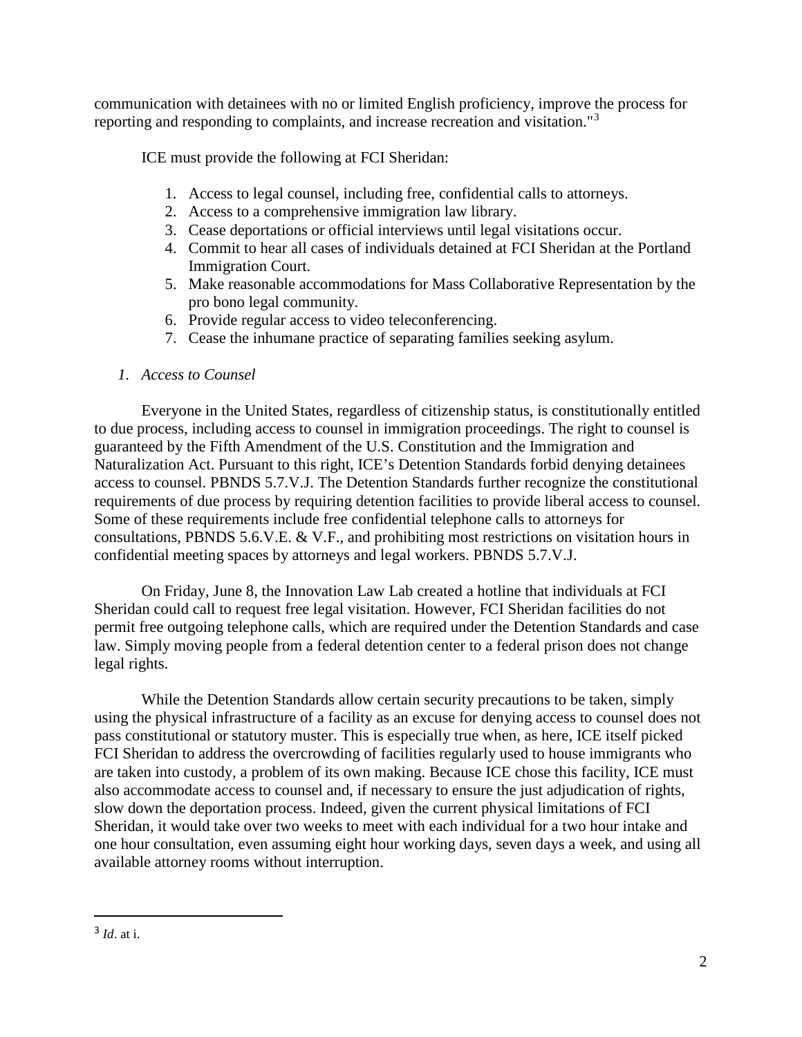communication with detainees with no or limited English proficiency, improve the process for reporting and responding to complaints, and increase recreation and visitation."[3]

ICE must provide the following at FCI Sheridan:

1. Access to legal counsel, including free, confidential calls to attorneys.
2. Access to a comprehensive immigration law library.
3. Cease deportations or official interviews until legal visitations occur.
4. Commit to hear all cases of individuals detained at FCI Sheridan at the Portland Immigration Court.
5. Make reasonable accommodations for Mass Collaborative Representation by the pro bono legal community.
6. Provide regular access to video teleconferencing.
7. Cease the inhumane practice of separating families seeking asylum.

*1. Access to Counsel*

Everyone in the United States, regardless of citizenship status, is constitutionally entitled to due process, including access to counsel in immigration proceedings. The right to counsel is guaranteed by the Fifth Amendment of the U.S. Constitution and the Immigration and Naturalization Act. Pursuant to this right, ICE's Detention Standards forbid denying detainees access to counsel. PBNDS 5.7.V.J. The Detention Standards further recognize the constitutional requirements of due process by requiring detention facilities to provide liberal access to counsel. Some of these requirements include free confidential telephone calls to attorneys for consultations, PBNDS 5.6.V.E. & V.F., and prohibiting most restrictions on visitation hours in confidential meeting spaces by attorneys and legal workers. PBNDS 5.7.V.J.

On Friday, June 8, the Innovation Law Lab created a hotline that individuals at FCI Sheridan could call to request free legal visitation. However, FCI Sheridan facilities do not permit free outgoing telephone calls, which are required under the Detention Standards and case law. Simply moving people from a federal detention center to a federal prison does not change legal rights.

While the Detention Standards allow certain security precautions to be taken, simply using the physical infrastructure of a facility as an excuse for denying access to counsel does not pass constitutional or statutory muster. This is especially true when, as here, ICE itself picked FCI Sheridan to address the overcrowding of facilities regularly used to house immigrants who are taken into custody, a problem of its own making. Because ICE chose this facility, ICE must also accommodate access to counsel and, if necessary to ensure the just adjudication of rights, slow down the deportation process. Indeed, given the current physical limitations of FCI Sheridan, it would take over two weeks to meet with each individual for a two hour intake and one hour consultation, even assuming eight hour working days, seven days a week, and using all available attorney rooms without interruption.

---

[3] *Id*. at i.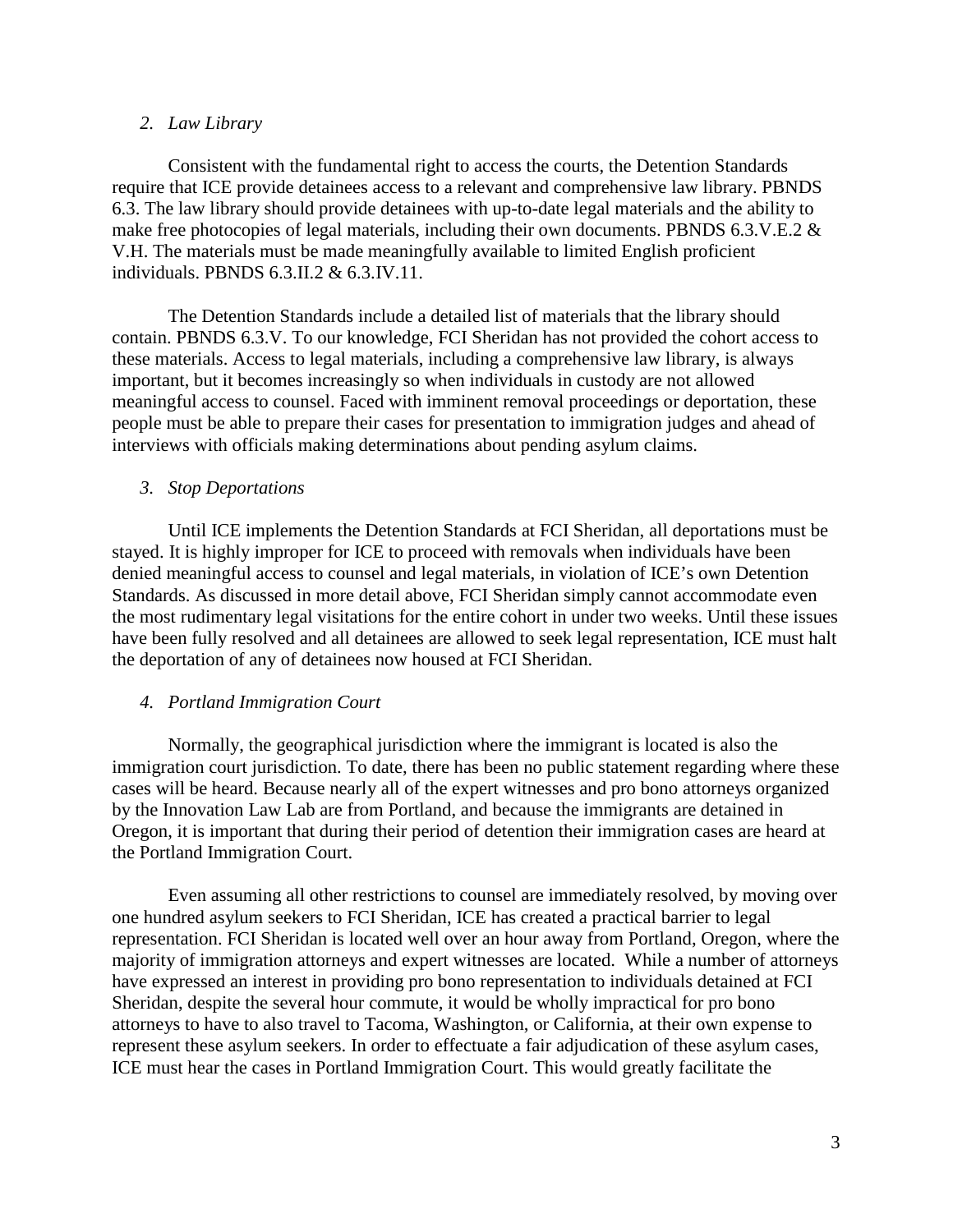*2. Law Library*

Consistent with the fundamental right to access the courts, the Detention Standards require that ICE provide detainees access to a relevant and comprehensive law library. PBNDS 6.3. The law library should provide detainees with up-to-date legal materials and the ability to make free photocopies of legal materials, including their own documents. PBNDS 6.3.V.E.2 & V.H. The materials must be made meaningfully available to limited English proficient individuals. PBNDS 6.3.II.2 & 6.3.IV.11.

The Detention Standards include a detailed list of materials that the library should contain. PBNDS 6.3.V. To our knowledge, FCI Sheridan has not provided the cohort access to these materials. Access to legal materials, including a comprehensive law library, is always important, but it becomes increasingly so when individuals in custody are not allowed meaningful access to counsel. Faced with imminent removal proceedings or deportation, these people must be able to prepare their cases for presentation to immigration judges and ahead of interviews with officials making determinations about pending asylum claims.

*3. Stop Deportations*

Until ICE implements the Detention Standards at FCI Sheridan, all deportations must be stayed. It is highly improper for ICE to proceed with removals when individuals have been denied meaningful access to counsel and legal materials, in violation of ICE's own Detention Standards. As discussed in more detail above, FCI Sheridan simply cannot accommodate even the most rudimentary legal visitations for the entire cohort in under two weeks. Until these issues have been fully resolved and all detainees are allowed to seek legal representation, ICE must halt the deportation of any of detainees now housed at FCI Sheridan.

*4. Portland Immigration Court*

Normally, the geographical jurisdiction where the immigrant is located is also the immigration court jurisdiction. To date, there has been no public statement regarding where these cases will be heard. Because nearly all of the expert witnesses and pro bono attorneys organized by the Innovation Law Lab are from Portland, and because the immigrants are detained in Oregon, it is important that during their period of detention their immigration cases are heard at the Portland Immigration Court.

Even assuming all other restrictions to counsel are immediately resolved, by moving over one hundred asylum seekers to FCI Sheridan, ICE has created a practical barrier to legal representation. FCI Sheridan is located well over an hour away from Portland, Oregon, where the majority of immigration attorneys and expert witnesses are located. While a number of attorneys have expressed an interest in providing pro bono representation to individuals detained at FCI Sheridan, despite the several hour commute, it would be wholly impractical for pro bono attorneys to have to also travel to Tacoma, Washington, or California, at their own expense to represent these asylum seekers. In order to effectuate a fair adjudication of these asylum cases, ICE must hear the cases in Portland Immigration Court. This would greatly facilitate the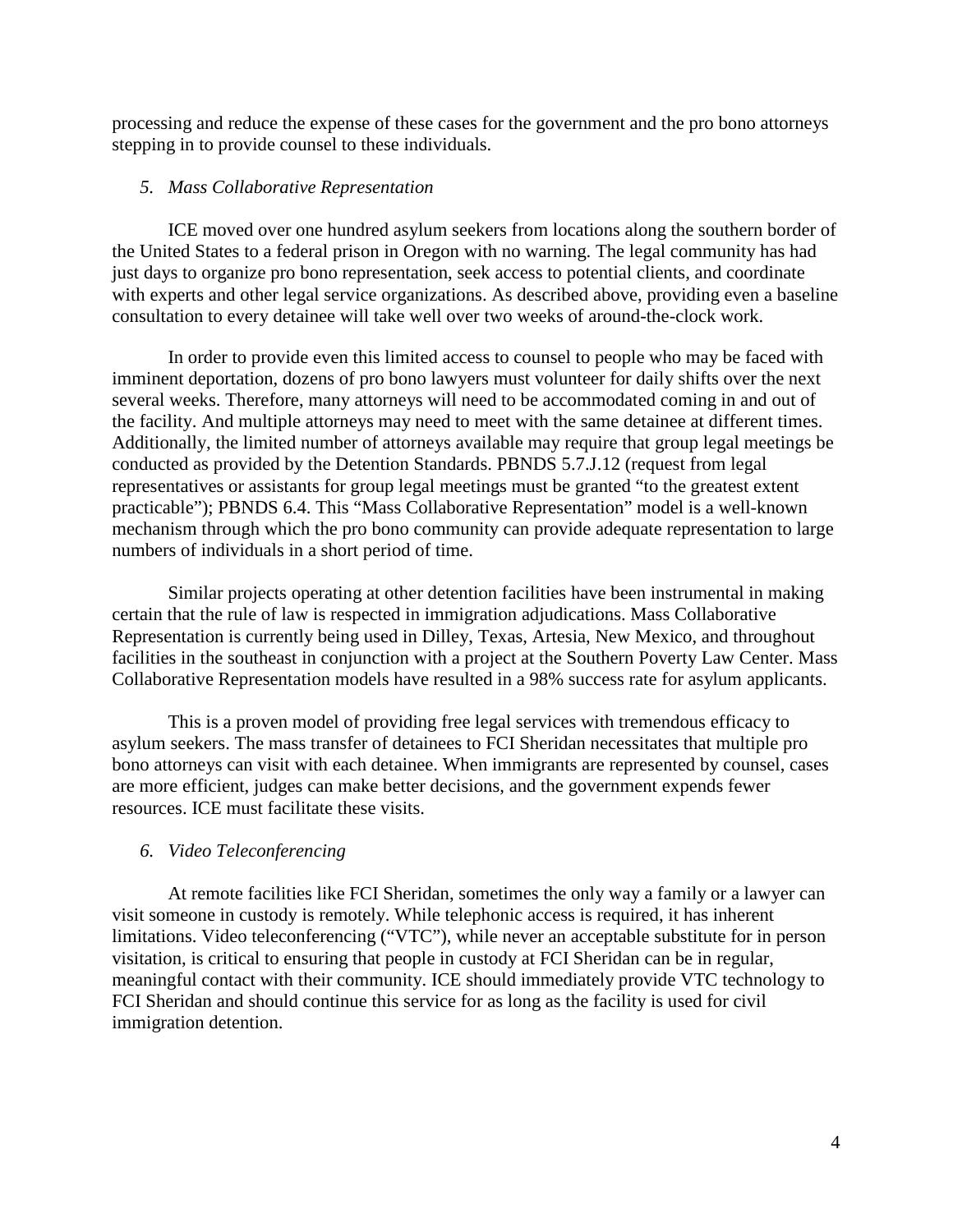processing and reduce the expense of these cases for the government and the pro bono attorneys stepping in to provide counsel to these individuals.

### *5. Mass Collaborative Representation*

ICE moved over one hundred asylum seekers from locations along the southern border of the United States to a federal prison in Oregon with no warning. The legal community has had just days to organize pro bono representation, seek access to potential clients, and coordinate with experts and other legal service organizations. As described above, providing even a baseline consultation to every detainee will take well over two weeks of around-the-clock work.

In order to provide even this limited access to counsel to people who may be faced with imminent deportation, dozens of pro bono lawyers must volunteer for daily shifts over the next several weeks. Therefore, many attorneys will need to be accommodated coming in and out of the facility. And multiple attorneys may need to meet with the same detainee at different times. Additionally, the limited number of attorneys available may require that group legal meetings be conducted as provided by the Detention Standards. PBNDS 5.7.J.12 (request from legal representatives or assistants for group legal meetings must be granted "to the greatest extent practicable"); PBNDS 6.4. This "Mass Collaborative Representation" model is a well-known mechanism through which the pro bono community can provide adequate representation to large numbers of individuals in a short period of time.

Similar projects operating at other detention facilities have been instrumental in making certain that the rule of law is respected in immigration adjudications. Mass Collaborative Representation is currently being used in Dilley, Texas, Artesia, New Mexico, and throughout facilities in the southeast in conjunction with a project at the Southern Poverty Law Center. Mass Collaborative Representation models have resulted in a 98% success rate for asylum applicants.

This is a proven model of providing free legal services with tremendous efficacy to asylum seekers. The mass transfer of detainees to FCI Sheridan necessitates that multiple pro bono attorneys can visit with each detainee. When immigrants are represented by counsel, cases are more efficient, judges can make better decisions, and the government expends fewer resources. ICE must facilitate these visits.

### *6. Video Teleconferencing*

At remote facilities like FCI Sheridan, sometimes the only way a family or a lawyer can visit someone in custody is remotely. While telephonic access is required, it has inherent limitations. Video teleconferencing ("VTC"), while never an acceptable substitute for in person visitation, is critical to ensuring that people in custody at FCI Sheridan can be in regular, meaningful contact with their community. ICE should immediately provide VTC technology to FCI Sheridan and should continue this service for as long as the facility is used for civil immigration detention.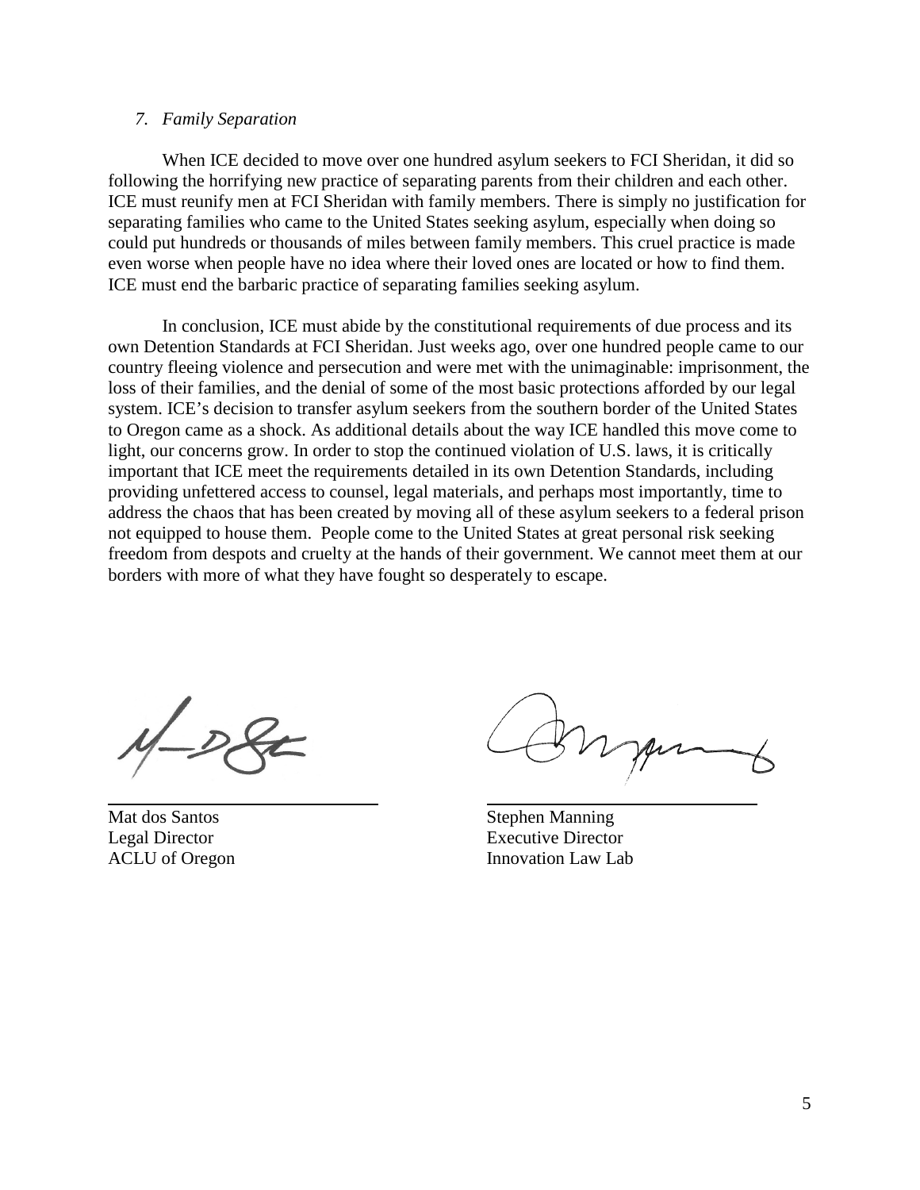*7. Family Separation*

When ICE decided to move over one hundred asylum seekers to FCI Sheridan, it did so following the horrifying new practice of separating parents from their children and each other. ICE must reunify men at FCI Sheridan with family members. There is simply no justification for separating families who came to the United States seeking asylum, especially when doing so could put hundreds or thousands of miles between family members. This cruel practice is made even worse when people have no idea where their loved ones are located or how to find them. ICE must end the barbaric practice of separating families seeking asylum.

In conclusion, ICE must abide by the constitutional requirements of due process and its own Detention Standards at FCI Sheridan. Just weeks ago, over one hundred people came to our country fleeing violence and persecution and were met with the unimaginable: imprisonment, the loss of their families, and the denial of some of the most basic protections afforded by our legal system. ICE's decision to transfer asylum seekers from the southern border of the United States to Oregon came as a shock. As additional details about the way ICE handled this move come to light, our concerns grow. In order to stop the continued violation of U.S. laws, it is critically important that ICE meet the requirements detailed in its own Detention Standards, including providing unfettered access to counsel, legal materials, and perhaps most importantly, time to address the chaos that has been created by moving all of these asylum seekers to a federal prison not equipped to house them. People come to the United States at great personal risk seeking freedom from despots and cruelty at the hands of their government. We cannot meet them at our borders with more of what they have fought so desperately to escape.

Mat dos Santos
Legal Director
ACLU of Oregon

Stephen Manning
Executive Director
Innovation Law Lab